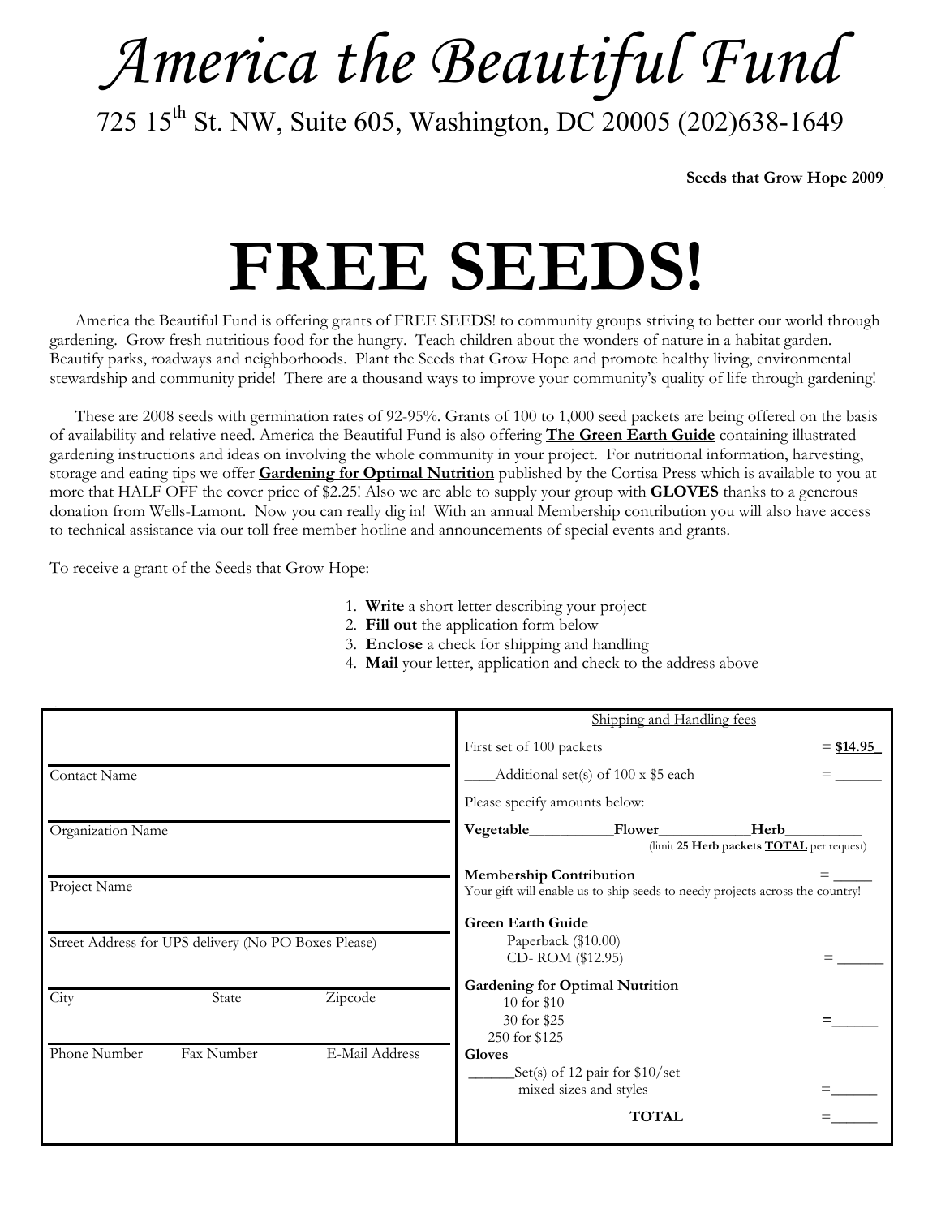# America the Beautiful Fund

725 15th St. NW, Suite 605, Washington, DC 20005 (202)638-1649

**Seeds that Grow Hope 2009**

# FREE SEEDS!

America the Beautiful Fund is offering grants of FREE SEEDS! to community groups striving to better our world through gardening. Grow fresh nutritious food for the hungry. Teach children about the wonders of nature in a habitat garden. Beautify parks, roadways and neighborhoods. Plant the Seeds that Grow Hope and promote healthy living, environmental stewardship and community pride! There are a thousand ways to improve your community's quality of life through gardening!

These are 2008 seeds with germination rates of 92-95%. Grants of 100 to 1,000 seed packets are being offered on the basis of availability and relative need. America the Beautiful Fund is also offering **The Green Earth Guide** containing illustrated gardening instructions and ideas on involving the whole community in your project. For nutritional information, harvesting, storage and eating tips we offer **Gardening for Optimal Nutrition** published by the Cortisa Press which is available to you at more that HALF OFF the cover price of $2.25! Also we are able to supply your group with **GLOVES** thanks to a generous donation from Wells-Lamont. Now you can really dig in! With an annual Membership contribution you will also have access to technical assistance via our toll free member hotline and announcements of special events and grants.

To receive a grant of the Seeds that Grow Hope:

1. **Write** a short letter describing your project
2. **Fill out** the application form below
3. **Enclose** a check for shipping and handling
4. **Mail** your letter, application and check to the address above

| Applicant Information | Shipping and Handling fees | |
|---|---|---|
| Contact Name | First set of 100 packets | = **$14.95** |
| Organization Name | ____Additional set(s) of 100 x $5 each | = ______ |
| Project Name | Please specify amounts below: **Vegetable**__________ **Flower**___________ **Herb**_________ (limit **25 Herb packets TOTAL** per request) | |
| Street Address for UPS delivery (No PO Boxes Please) | **Membership Contribution** Your gift will enable us to ship seeds to needy projects across the country! | = _____ |
| City / State / Zipcode | **Green Earth Guide** Paperback ($10.00) CD- ROM ($12.95) | = ______ |
| Phone Number / Fax Number / E-Mail Address | **Gardening for Optimal Nutrition** 10 for $10 30 for $25 250 for $125 | =______ |
| | **Gloves** ______Set(s) of 12 pair for $10/set mixed sizes and styles | =______ |
| | **TOTAL** | =______ |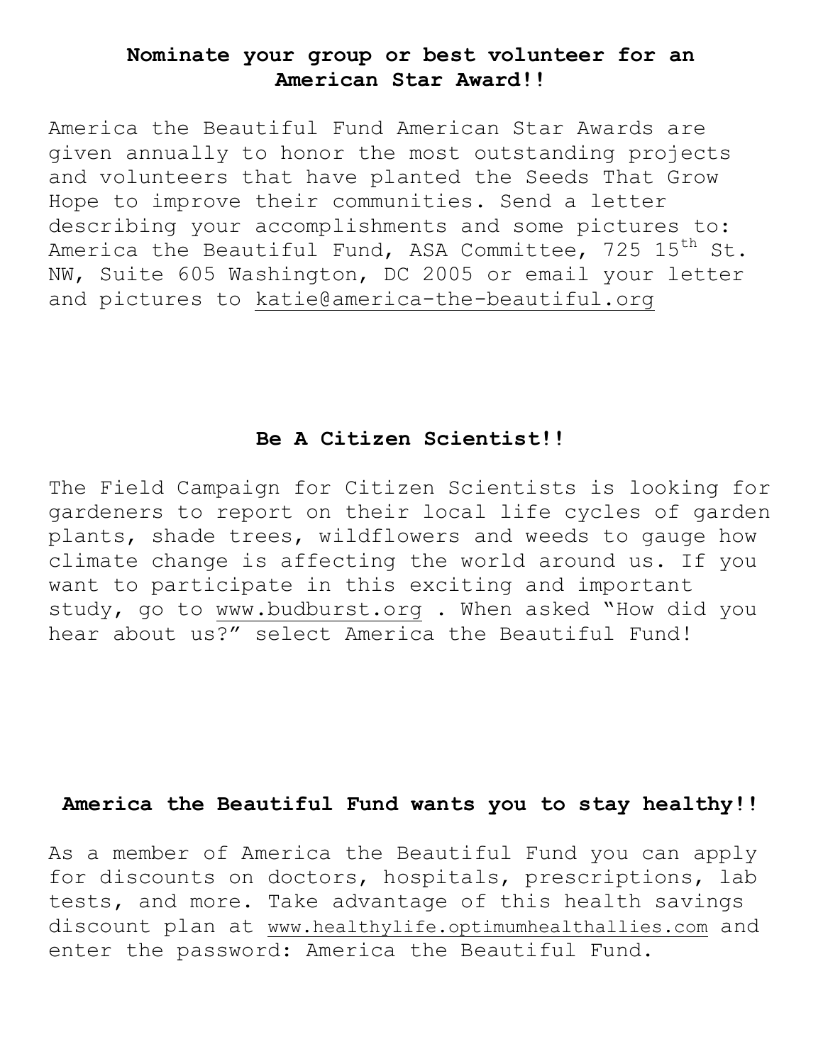## **Nominate your group or best volunteer for an American Star Award!!**

America the Beautiful Fund American Star Awards are given annually to honor the most outstanding projects and volunteers that have planted the Seeds That Grow Hope to improve their communities. Send a letter describing your accomplishments and some pictures to: America the Beautiful Fund, ASA Committee, 725 15th St. NW, Suite 605 Washington, DC 2005 or email your letter and pictures to katie@america-the-beautiful.org

## **Be A Citizen Scientist!!**

The Field Campaign for Citizen Scientists is looking for gardeners to report on their local life cycles of garden plants, shade trees, wildflowers and weeds to gauge how climate change is affecting the world around us. If you want to participate in this exciting and important study, go to www.budburst.org . When asked "How did you hear about us?" select America the Beautiful Fund!

## **America the Beautiful Fund wants you to stay healthy!!**

As a member of America the Beautiful Fund you can apply for discounts on doctors, hospitals, prescriptions, lab tests, and more. Take advantage of this health savings discount plan at www.healthylife.optimumhealthallies.com and enter the password: America the Beautiful Fund.